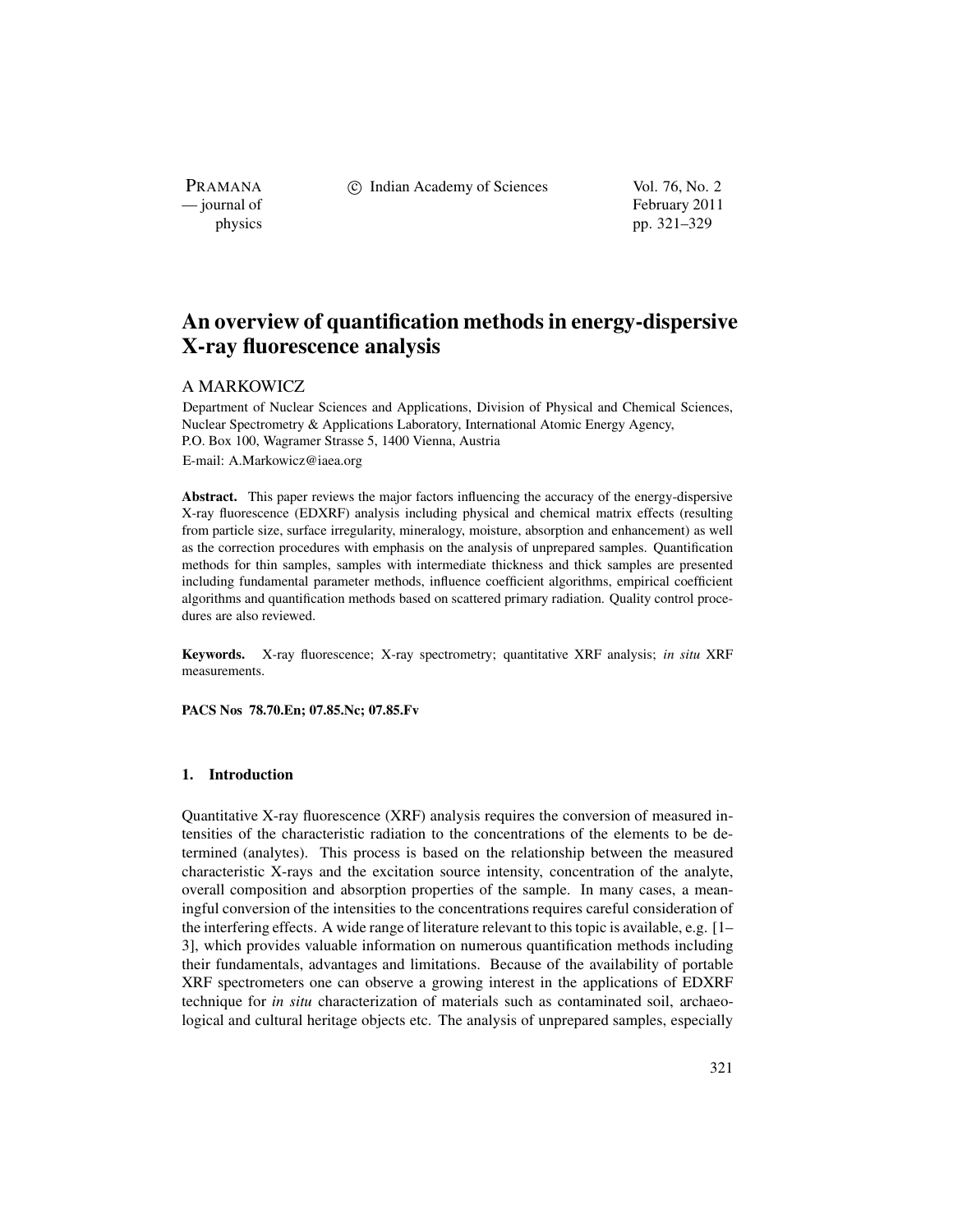# An overview of quantification methods in energy-dispersive X-ray fluorescence analysis

A MARKOWICZ

Department of Nuclear Sciences and Applications, Division of Physical and Chemical Sciences, Nuclear Spectrometry & Applications Laboratory, International Atomic Energy Agency, P.O. Box 100, Wagramer Strasse 5, 1400 Vienna, Austria

E-mail: A.Markowicz@iaea.org

**Abstract.** This paper reviews the major factors influencing the accuracy of the energy-dispersive X-ray fluorescence (EDXRF) analysis including physical and chemical matrix effects (resulting from particle size, surface irregularity, mineralogy, moisture, absorption and enhancement) as well as the correction procedures with emphasis on the analysis of unprepared samples. Quantification methods for thin samples, samples with intermediate thickness and thick samples are presented including fundamental parameter methods, influence coefficient algorithms, empirical coefficient algorithms and quantification methods based on scattered primary radiation. Quality control procedures are also reviewed.

**Keywords.** X-ray fluorescence; X-ray spectrometry; quantitative XRF analysis; *in situ* XRF measurements.

**PACS Nos 78.70.En; 07.85.Nc; 07.85.Fv**

## 1. Introduction

Quantitative X-ray fluorescence (XRF) analysis requires the conversion of measured intensities of the characteristic radiation to the concentrations of the elements to be determined (analytes). This process is based on the relationship between the measured characteristic X-rays and the excitation source intensity, concentration of the analyte, overall composition and absorption properties of the sample. In many cases, a meaningful conversion of the intensities to the concentrations requires careful consideration of the interfering effects. A wide range of literature relevant to this topic is available, e.g. [1–3], which provides valuable information on numerous quantification methods including their fundamentals, advantages and limitations. Because of the availability of portable XRF spectrometers one can observe a growing interest in the applications of EDXRF technique for *in situ* characterization of materials such as contaminated soil, archaeological and cultural heritage objects etc. The analysis of unprepared samples, especially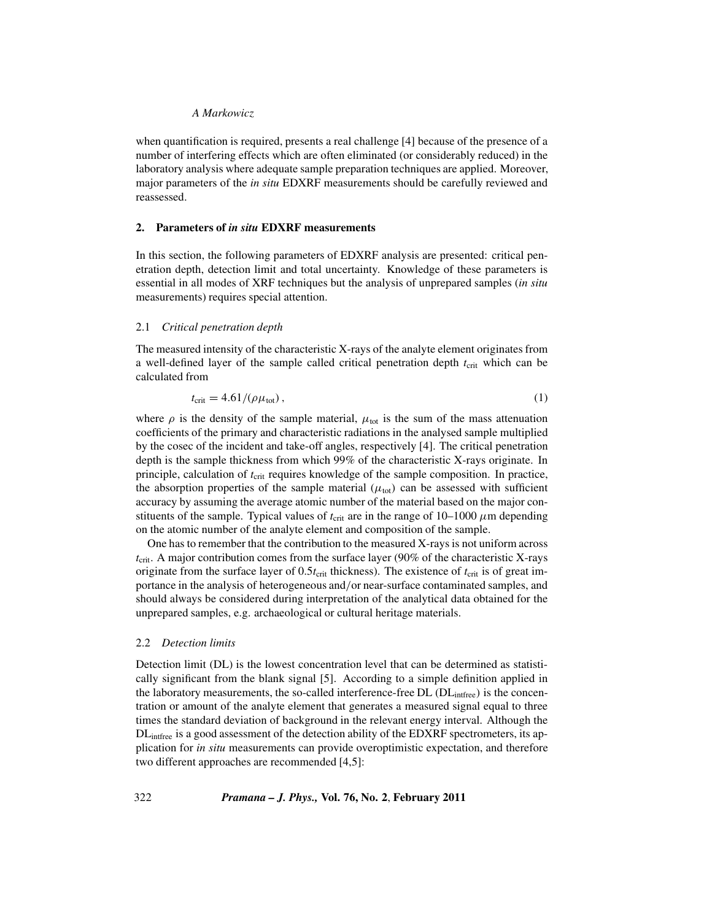when quantification is required, presents a real challenge [4] because of the presence of a number of interfering effects which are often eliminated (or considerably reduced) in the laboratory analysis where adequate sample preparation techniques are applied. Moreover, major parameters of the *in situ* EDXRF measurements should be carefully reviewed and reassessed.

## 2. Parameters of *in situ* EDXRF measurements

In this section, the following parameters of EDXRF analysis are presented: critical penetration depth, detection limit and total uncertainty. Knowledge of these parameters is essential in all modes of XRF techniques but the analysis of unprepared samples (*in situ* measurements) requires special attention.

### 2.1 *Critical penetration depth*

The measured intensity of the characteristic X-rays of the analyte element originates from a well-defined layer of the sample called critical penetration depth $t_{\text{crit}}$ which can be calculated from

$$t_{\text{crit}} = 4.61/(\rho\mu_{\text{tot}}), \tag{1}$$

where $\rho$ is the density of the sample material, $\mu_{\text{tot}}$ is the sum of the mass attenuation coefficients of the primary and characteristic radiations in the analysed sample multiplied by the cosec of the incident and take-off angles, respectively [4]. The critical penetration depth is the sample thickness from which 99% of the characteristic X-rays originate. In principle, calculation of $t_{\text{crit}}$ requires knowledge of the sample composition. In practice, the absorption properties of the sample material ($\mu_{\text{tot}}$) can be assessed with sufficient accuracy by assuming the average atomic number of the material based on the major constituents of the sample. Typical values of $t_{\text{crit}}$ are in the range of 10–1000 $\mu$m depending on the atomic number of the analyte element and composition of the sample.

One has to remember that the contribution to the measured X-rays is not uniform across $t_{\text{crit}}$. A major contribution comes from the surface layer (90% of the characteristic X-rays originate from the surface layer of $0.5t_{\text{crit}}$ thickness). The existence of $t_{\text{crit}}$ is of great importance in the analysis of heterogeneous and/or near-surface contaminated samples, and should always be considered during interpretation of the analytical data obtained for the unprepared samples, e.g. archaeological or cultural heritage materials.

### 2.2 *Detection limits*

Detection limit (DL) is the lowest concentration level that can be determined as statistically significant from the blank signal [5]. According to a simple definition applied in the laboratory measurements, the so-called interference-free DL ($\text{DL}_{\text{intfree}}$) is the concentration or amount of the analyte element that generates a measured signal equal to three times the standard deviation of background in the relevant energy interval. Although the $\text{DL}_{\text{intfree}}$ is a good assessment of the detection ability of the EDXRF spectrometers, its application for *in situ* measurements can provide overoptimistic expectation, and therefore two different approaches are recommended [4,5]: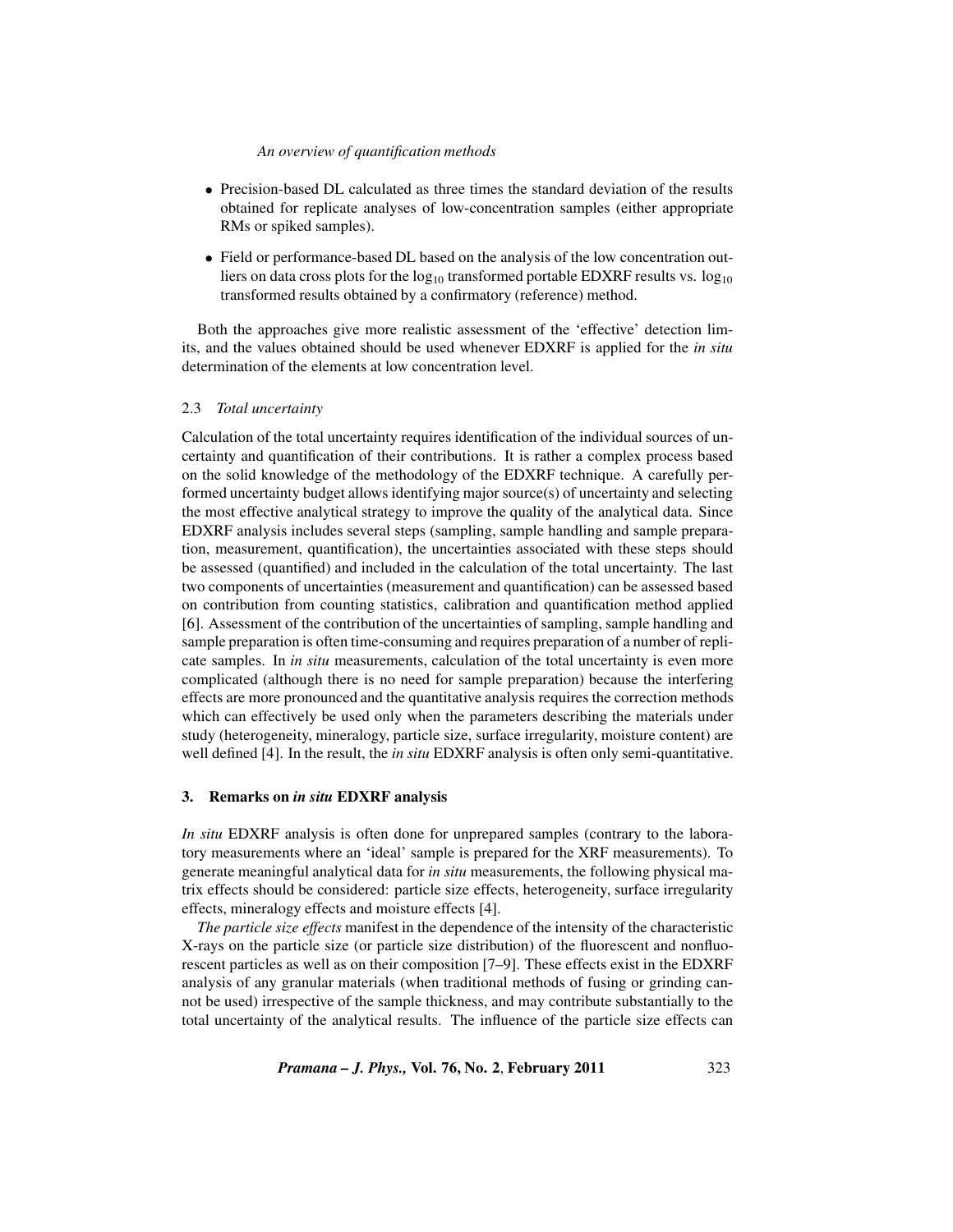- Precision-based DL calculated as three times the standard deviation of the results obtained for replicate analyses of low-concentration samples (either appropriate RMs or spiked samples).
- Field or performance-based DL based on the analysis of the low concentration outliers on data cross plots for the $\log_{10}$ transformed portable EDXRF results vs. $\log_{10}$ transformed results obtained by a confirmatory (reference) method.

Both the approaches give more realistic assessment of the 'effective' detection limits, and the values obtained should be used whenever EDXRF is applied for the *in situ* determination of the elements at low concentration level.

### 2.3 *Total uncertainty*

Calculation of the total uncertainty requires identification of the individual sources of uncertainty and quantification of their contributions. It is rather a complex process based on the solid knowledge of the methodology of the EDXRF technique. A carefully performed uncertainty budget allows identifying major source(s) of uncertainty and selecting the most effective analytical strategy to improve the quality of the analytical data. Since EDXRF analysis includes several steps (sampling, sample handling and sample preparation, measurement, quantification), the uncertainties associated with these steps should be assessed (quantified) and included in the calculation of the total uncertainty. The last two components of uncertainties (measurement and quantification) can be assessed based on contribution from counting statistics, calibration and quantification method applied [6]. Assessment of the contribution of the uncertainties of sampling, sample handling and sample preparation is often time-consuming and requires preparation of a number of replicate samples. In *in situ* measurements, calculation of the total uncertainty is even more complicated (although there is no need for sample preparation) because the interfering effects are more pronounced and the quantitative analysis requires the correction methods which can effectively be used only when the parameters describing the materials under study (heterogeneity, mineralogy, particle size, surface irregularity, moisture content) are well defined [4]. In the result, the *in situ* EDXRF analysis is often only semi-quantitative.

## 3. Remarks on *in situ* EDXRF analysis

*In situ* EDXRF analysis is often done for unprepared samples (contrary to the laboratory measurements where an 'ideal' sample is prepared for the XRF measurements). To generate meaningful analytical data for *in situ* measurements, the following physical matrix effects should be considered: particle size effects, heterogeneity, surface irregularity effects, mineralogy effects and moisture effects [4].

*The particle size effects* manifest in the dependence of the intensity of the characteristic X-rays on the particle size (or particle size distribution) of the fluorescent and nonfluorescent particles as well as on their composition [7–9]. These effects exist in the EDXRF analysis of any granular materials (when traditional methods of fusing or grinding cannot be used) irrespective of the sample thickness, and may contribute substantially to the total uncertainty of the analytical results. The influence of the particle size effects can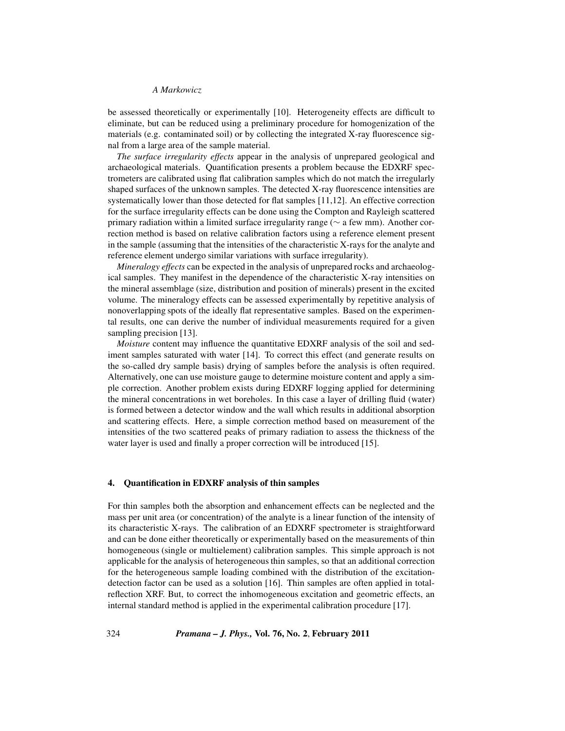be assessed theoretically or experimentally [10]. Heterogeneity effects are difficult to eliminate, but can be reduced using a preliminary procedure for homogenization of the materials (e.g. contaminated soil) or by collecting the integrated X-ray fluorescence signal from a large area of the sample material.

*The surface irregularity effects* appear in the analysis of unprepared geological and archaeological materials. Quantification presents a problem because the EDXRF spectrometers are calibrated using flat calibration samples which do not match the irregularly shaped surfaces of the unknown samples. The detected X-ray fluorescence intensities are systematically lower than those detected for flat samples [11,12]. An effective correction for the surface irregularity effects can be done using the Compton and Rayleigh scattered primary radiation within a limited surface irregularity range ($\sim$ a few mm). Another correction method is based on relative calibration factors using a reference element present in the sample (assuming that the intensities of the characteristic X-rays for the analyte and reference element undergo similar variations with surface irregularity).

*Mineralogy effects* can be expected in the analysis of unprepared rocks and archaeological samples. They manifest in the dependence of the characteristic X-ray intensities on the mineral assemblage (size, distribution and position of minerals) present in the excited volume. The mineralogy effects can be assessed experimentally by repetitive analysis of nonoverlapping spots of the ideally flat representative samples. Based on the experimental results, one can derive the number of individual measurements required for a given sampling precision [13].

*Moisture* content may influence the quantitative EDXRF analysis of the soil and sediment samples saturated with water [14]. To correct this effect (and generate results on the so-called dry sample basis) drying of samples before the analysis is often required. Alternatively, one can use moisture gauge to determine moisture content and apply a simple correction. Another problem exists during EDXRF logging applied for determining the mineral concentrations in wet boreholes. In this case a layer of drilling fluid (water) is formed between a detector window and the wall which results in additional absorption and scattering effects. Here, a simple correction method based on measurement of the intensities of the two scattered peaks of primary radiation to assess the thickness of the water layer is used and finally a proper correction will be introduced [15].

## 4. Quantification in EDXRF analysis of thin samples

For thin samples both the absorption and enhancement effects can be neglected and the mass per unit area (or concentration) of the analyte is a linear function of the intensity of its characteristic X-rays. The calibration of an EDXRF spectrometer is straightforward and can be done either theoretically or experimentally based on the measurements of thin homogeneous (single or multielement) calibration samples. This simple approach is not applicable for the analysis of heterogeneous thin samples, so that an additional correction for the heterogeneous sample loading combined with the distribution of the excitation-detection factor can be used as a solution [16]. Thin samples are often applied in total-reflection XRF. But, to correct the inhomogeneous excitation and geometric effects, an internal standard method is applied in the experimental calibration procedure [17].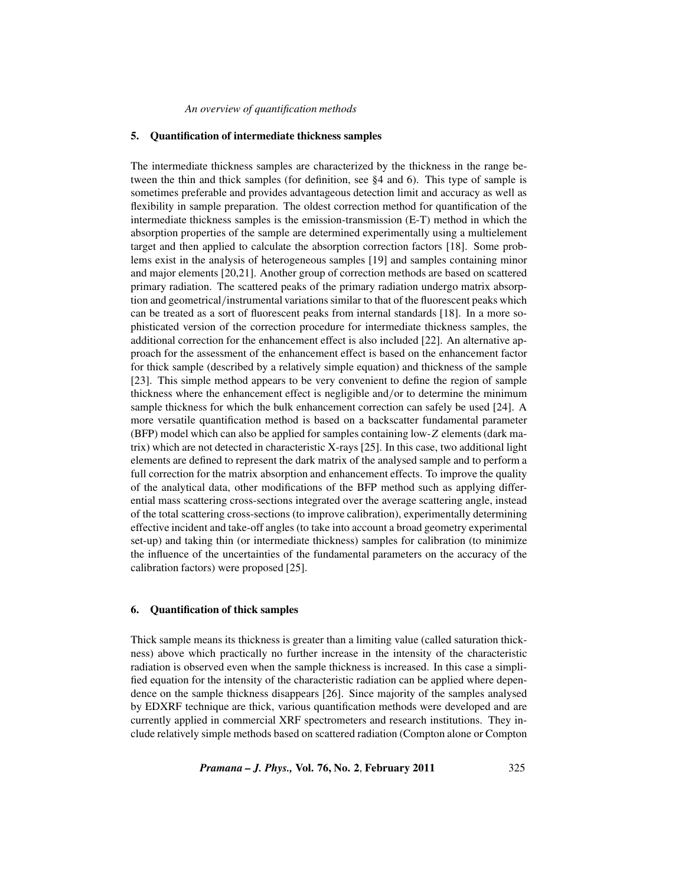## 5. Quantification of intermediate thickness samples

The intermediate thickness samples are characterized by the thickness in the range between the thin and thick samples (for definition, see §4 and 6). This type of sample is sometimes preferable and provides advantageous detection limit and accuracy as well as flexibility in sample preparation. The oldest correction method for quantification of the intermediate thickness samples is the emission-transmission (E-T) method in which the absorption properties of the sample are determined experimentally using a multielement target and then applied to calculate the absorption correction factors [18]. Some problems exist in the analysis of heterogeneous samples [19] and samples containing minor and major elements [20,21]. Another group of correction methods are based on scattered primary radiation. The scattered peaks of the primary radiation undergo matrix absorption and geometrical/instrumental variations similar to that of the fluorescent peaks which can be treated as a sort of fluorescent peaks from internal standards [18]. In a more sophisticated version of the correction procedure for intermediate thickness samples, the additional correction for the enhancement effect is also included [22]. An alternative approach for the assessment of the enhancement effect is based on the enhancement factor for thick sample (described by a relatively simple equation) and thickness of the sample [23]. This simple method appears to be very convenient to define the region of sample thickness where the enhancement effect is negligible and/or to determine the minimum sample thickness for which the bulk enhancement correction can safely be used [24]. A more versatile quantification method is based on a backscatter fundamental parameter (BFP) model which can also be applied for samples containing low-$Z$ elements (dark matrix) which are not detected in characteristic X-rays [25]. In this case, two additional light elements are defined to represent the dark matrix of the analysed sample and to perform a full correction for the matrix absorption and enhancement effects. To improve the quality of the analytical data, other modifications of the BFP method such as applying differential mass scattering cross-sections integrated over the average scattering angle, instead of the total scattering cross-sections (to improve calibration), experimentally determining effective incident and take-off angles (to take into account a broad geometry experimental set-up) and taking thin (or intermediate thickness) samples for calibration (to minimize the influence of the uncertainties of the fundamental parameters on the accuracy of the calibration factors) were proposed [25].

## 6. Quantification of thick samples

Thick sample means its thickness is greater than a limiting value (called saturation thickness) above which practically no further increase in the intensity of the characteristic radiation is observed even when the sample thickness is increased. In this case a simplified equation for the intensity of the characteristic radiation can be applied where dependence on the sample thickness disappears [26]. Since majority of the samples analysed by EDXRF technique are thick, various quantification methods were developed and are currently applied in commercial XRF spectrometers and research institutions. They include relatively simple methods based on scattered radiation (Compton alone or Compton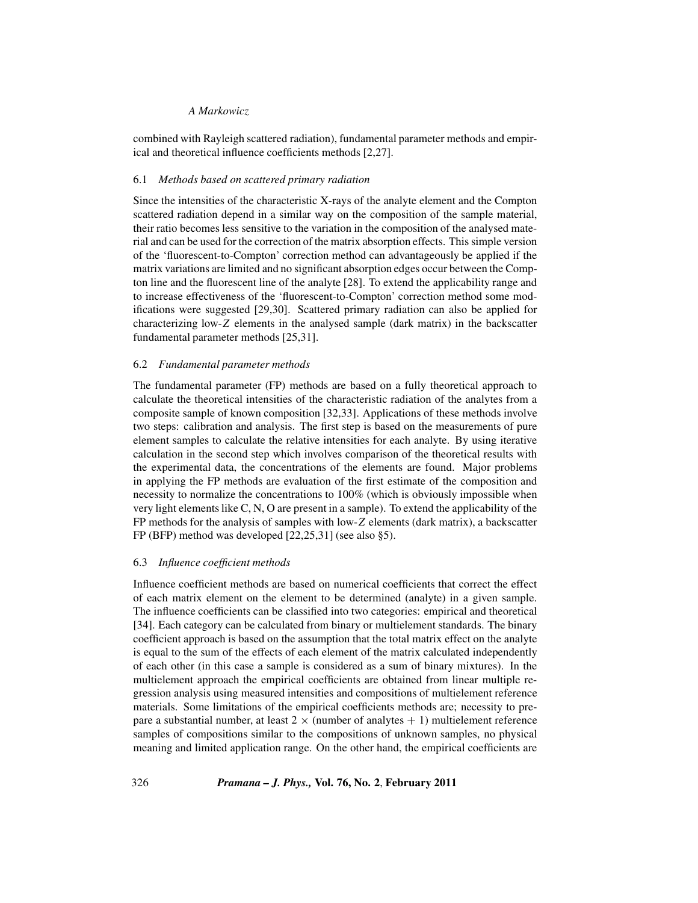combined with Rayleigh scattered radiation), fundamental parameter methods and empirical and theoretical influence coefficients methods [2,27].

### 6.1 *Methods based on scattered primary radiation*

Since the intensities of the characteristic X-rays of the analyte element and the Compton scattered radiation depend in a similar way on the composition of the sample material, their ratio becomes less sensitive to the variation in the composition of the analysed material and can be used for the correction of the matrix absorption effects. This simple version of the 'fluorescent-to-Compton' correction method can advantageously be applied if the matrix variations are limited and no significant absorption edges occur between the Compton line and the fluorescent line of the analyte [28]. To extend the applicability range and to increase effectiveness of the 'fluorescent-to-Compton' correction method some modifications were suggested [29,30]. Scattered primary radiation can also be applied for characterizing low-$Z$ elements in the analysed sample (dark matrix) in the backscatter fundamental parameter methods [25,31].

### 6.2 *Fundamental parameter methods*

The fundamental parameter (FP) methods are based on a fully theoretical approach to calculate the theoretical intensities of the characteristic radiation of the analytes from a composite sample of known composition [32,33]. Applications of these methods involve two steps: calibration and analysis. The first step is based on the measurements of pure element samples to calculate the relative intensities for each analyte. By using iterative calculation in the second step which involves comparison of the theoretical results with the experimental data, the concentrations of the elements are found. Major problems in applying the FP methods are evaluation of the first estimate of the composition and necessity to normalize the concentrations to 100% (which is obviously impossible when very light elements like C, N, O are present in a sample). To extend the applicability of the FP methods for the analysis of samples with low-$Z$ elements (dark matrix), a backscatter FP (BFP) method was developed [22,25,31] (see also §5).

### 6.3 *Influence coefficient methods*

Influence coefficient methods are based on numerical coefficients that correct the effect of each matrix element on the element to be determined (analyte) in a given sample. The influence coefficients can be classified into two categories: empirical and theoretical [34]. Each category can be calculated from binary or multielement standards. The binary coefficient approach is based on the assumption that the total matrix effect on the analyte is equal to the sum of the effects of each element of the matrix calculated independently of each other (in this case a sample is considered as a sum of binary mixtures). In the multielement approach the empirical coefficients are obtained from linear multiple regression analysis using measured intensities and compositions of multielement reference materials. Some limitations of the empirical coefficients methods are; necessity to prepare a substantial number, at least $2 \times$ (number of analytes $+ 1$) multielement reference samples of compositions similar to the compositions of unknown samples, no physical meaning and limited application range. On the other hand, the empirical coefficients are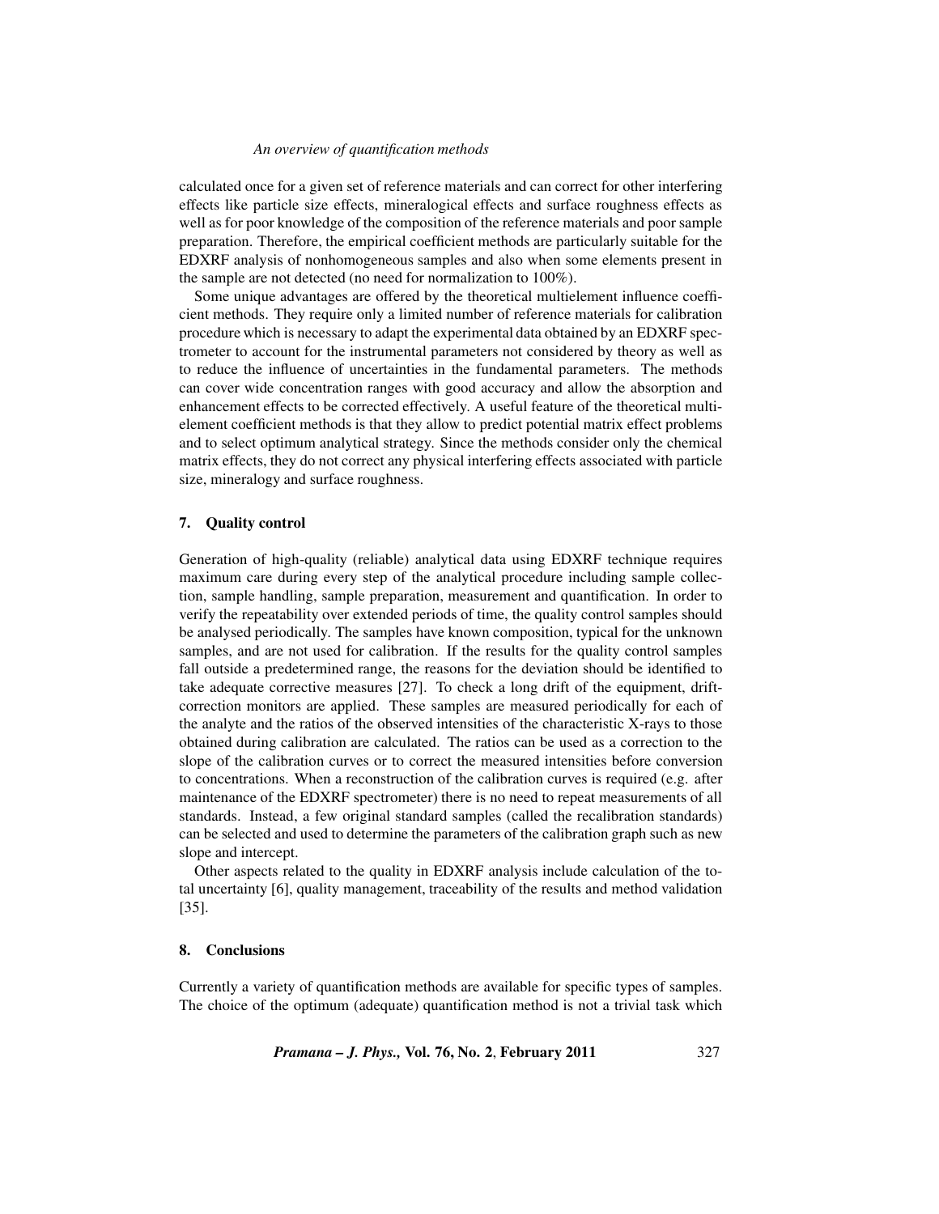calculated once for a given set of reference materials and can correct for other interfering effects like particle size effects, mineralogical effects and surface roughness effects as well as for poor knowledge of the composition of the reference materials and poor sample preparation. Therefore, the empirical coefficient methods are particularly suitable for the EDXRF analysis of nonhomogeneous samples and also when some elements present in the sample are not detected (no need for normalization to 100%).

Some unique advantages are offered by the theoretical multielement influence coefficient methods. They require only a limited number of reference materials for calibration procedure which is necessary to adapt the experimental data obtained by an EDXRF spectrometer to account for the instrumental parameters not considered by theory as well as to reduce the influence of uncertainties in the fundamental parameters. The methods can cover wide concentration ranges with good accuracy and allow the absorption and enhancement effects to be corrected effectively. A useful feature of the theoretical multielement coefficient methods is that they allow to predict potential matrix effect problems and to select optimum analytical strategy. Since the methods consider only the chemical matrix effects, they do not correct any physical interfering effects associated with particle size, mineralogy and surface roughness.

## 7. Quality control

Generation of high-quality (reliable) analytical data using EDXRF technique requires maximum care during every step of the analytical procedure including sample collection, sample handling, sample preparation, measurement and quantification. In order to verify the repeatability over extended periods of time, the quality control samples should be analysed periodically. The samples have known composition, typical for the unknown samples, and are not used for calibration. If the results for the quality control samples fall outside a predetermined range, the reasons for the deviation should be identified to take adequate corrective measures [27]. To check a long drift of the equipment, drift-correction monitors are applied. These samples are measured periodically for each of the analyte and the ratios of the observed intensities of the characteristic X-rays to those obtained during calibration are calculated. The ratios can be used as a correction to the slope of the calibration curves or to correct the measured intensities before conversion to concentrations. When a reconstruction of the calibration curves is required (e.g. after maintenance of the EDXRF spectrometer) there is no need to repeat measurements of all standards. Instead, a few original standard samples (called the recalibration standards) can be selected and used to determine the parameters of the calibration graph such as new slope and intercept.

Other aspects related to the quality in EDXRF analysis include calculation of the total uncertainty [6], quality management, traceability of the results and method validation [35].

## 8. Conclusions

Currently a variety of quantification methods are available for specific types of samples. The choice of the optimum (adequate) quantification method is not a trivial task which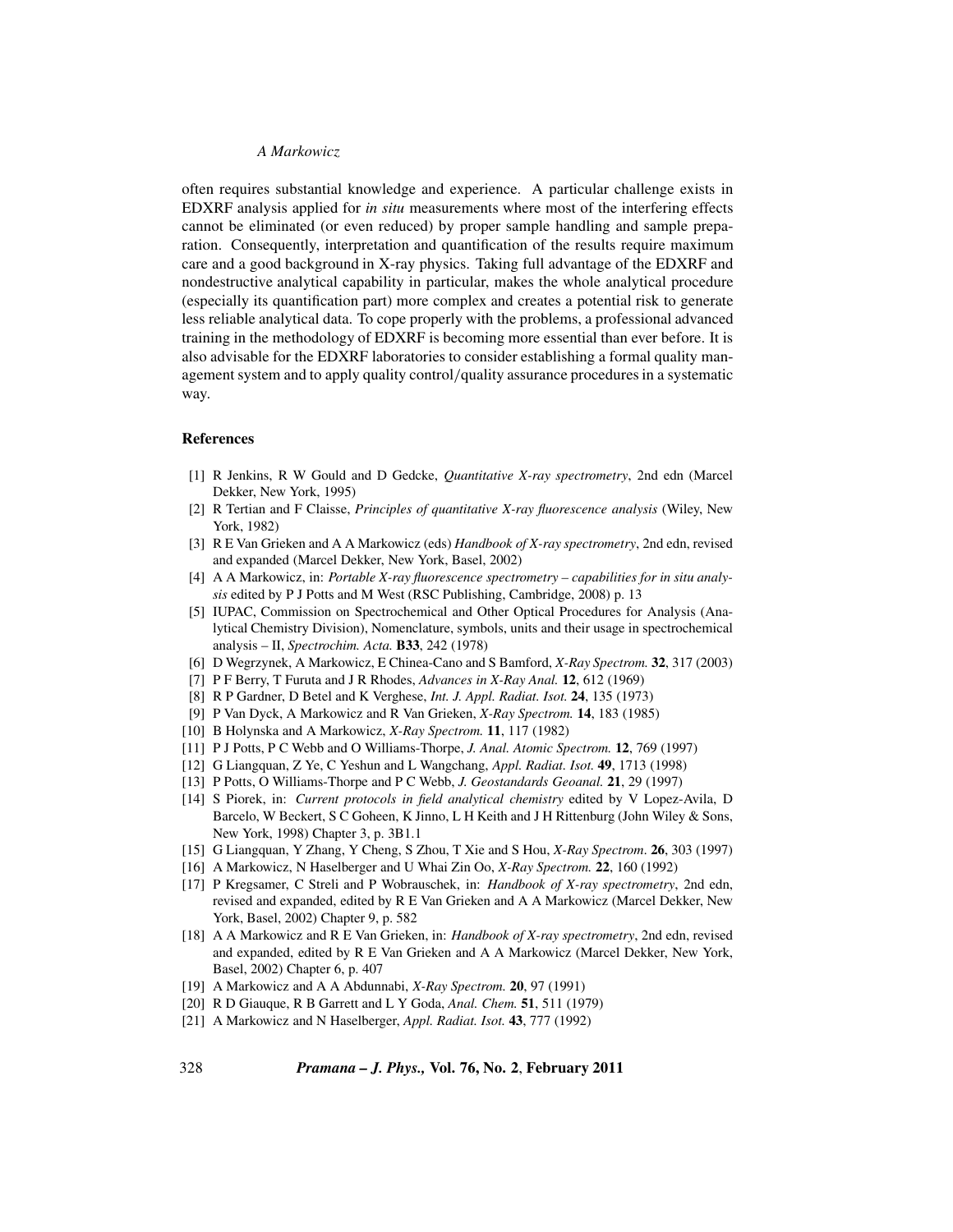often requires substantial knowledge and experience. A particular challenge exists in EDXRF analysis applied for *in situ* measurements where most of the interfering effects cannot be eliminated (or even reduced) by proper sample handling and sample preparation. Consequently, interpretation and quantification of the results require maximum care and a good background in X-ray physics. Taking full advantage of the EDXRF and nondestructive analytical capability in particular, makes the whole analytical procedure (especially its quantification part) more complex and creates a potential risk to generate less reliable analytical data. To cope properly with the problems, a professional advanced training in the methodology of EDXRF is becoming more essential than ever before. It is also advisable for the EDXRF laboratories to consider establishing a formal quality management system and to apply quality control/quality assurance procedures in a systematic way.

## References

[1] R Jenkins, R W Gould and D Gedcke, *Quantitative X-ray spectrometry*, 2nd edn (Marcel Dekker, New York, 1995)

[2] R Tertian and F Claisse, *Principles of quantitative X-ray fluorescence analysis* (Wiley, New York, 1982)

[3] R E Van Grieken and A A Markowicz (eds) *Handbook of X-ray spectrometry*, 2nd edn, revised and expanded (Marcel Dekker, New York, Basel, 2002)

[4] A A Markowicz, in: *Portable X-ray fluorescence spectrometry – capabilities for in situ analysis* edited by P J Potts and M West (RSC Publishing, Cambridge, 2008) p. 13

[5] IUPAC, Commission on Spectrochemical and Other Optical Procedures for Analysis (Analytical Chemistry Division), Nomenclature, symbols, units and their usage in spectrochemical analysis – II, *Spectrochim. Acta.* **B33**, 242 (1978)

[6] D Wegrzynek, A Markowicz, E Chinea-Cano and S Bamford, *X-Ray Spectrom.* **32**, 317 (2003)

[7] P F Berry, T Furuta and J R Rhodes, *Advances in X-Ray Anal.* **12**, 612 (1969)

[8] R P Gardner, D Betel and K Verghese, *Int. J. Appl. Radiat. Isot.* **24**, 135 (1973)

[9] P Van Dyck, A Markowicz and R Van Grieken, *X-Ray Spectrom.* **14**, 183 (1985)

[10] B Holynska and A Markowicz, *X-Ray Spectrom.* **11**, 117 (1982)

[11] P J Potts, P C Webb and O Williams-Thorpe, *J. Anal. Atomic Spectrom.* **12**, 769 (1997)

[12] G Liangquan, Z Ye, C Yeshun and L Wangchang, *Appl. Radiat. Isot.* **49**, 1713 (1998)

[13] P Potts, O Williams-Thorpe and P C Webb, *J. Geostandards Geoanal.* **21**, 29 (1997)

[14] S Piorek, in: *Current protocols in field analytical chemistry* edited by V Lopez-Avila, D Barcelo, W Beckert, S C Goheen, K Jinno, L H Keith and J H Rittenburg (John Wiley & Sons, New York, 1998) Chapter 3, p. 3B1.1

[15] G Liangquan, Y Zhang, Y Cheng, S Zhou, T Xie and S Hou, *X-Ray Spectrom*. **26**, 303 (1997)

[16] A Markowicz, N Haselberger and U Whai Zin Oo, *X-Ray Spectrom.* **22**, 160 (1992)

[17] P Kregsamer, C Streli and P Wobrauschek, in: *Handbook of X-ray spectrometry*, 2nd edn, revised and expanded, edited by R E Van Grieken and A A Markowicz (Marcel Dekker, New York, Basel, 2002) Chapter 9, p. 582

[18] A A Markowicz and R E Van Grieken, in: *Handbook of X-ray spectrometry*, 2nd edn, revised and expanded, edited by R E Van Grieken and A A Markowicz (Marcel Dekker, New York, Basel, 2002) Chapter 6, p. 407

[19] A Markowicz and A A Abdunnabi, *X-Ray Spectrom.* **20**, 97 (1991)

[20] R D Giauque, R B Garrett and L Y Goda, *Anal. Chem.* **51**, 511 (1979)

[21] A Markowicz and N Haselberger, *Appl. Radiat. Isot.* **43**, 777 (1992)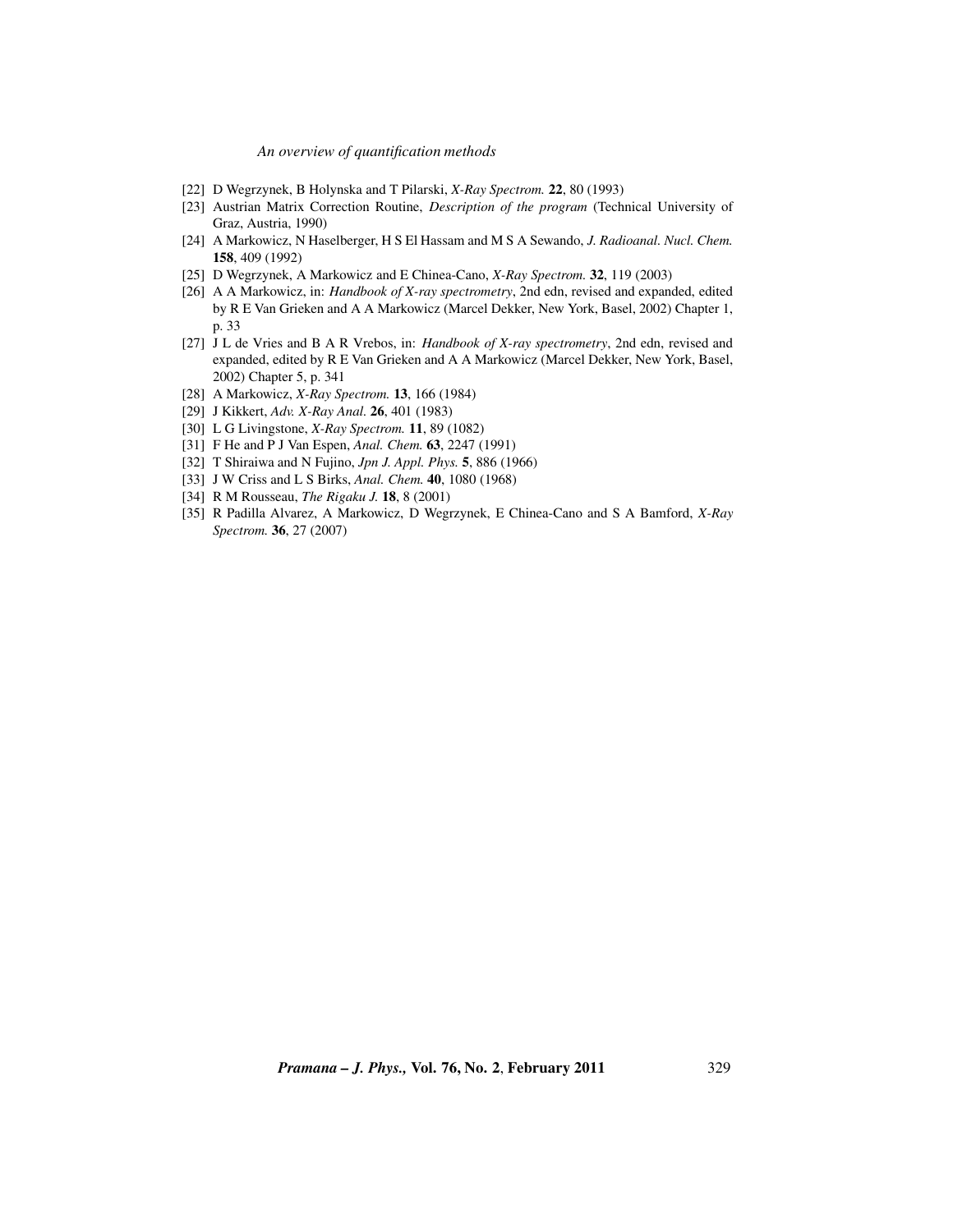[22] D Wegrzynek, B Holynska and T Pilarski, *X-Ray Spectrom.* **22**, 80 (1993)

[23] Austrian Matrix Correction Routine, *Description of the program* (Technical University of Graz, Austria, 1990)

[24] A Markowicz, N Haselberger, H S El Hassam and M S A Sewando, *J. Radioanal. Nucl. Chem.* **158**, 409 (1992)

[25] D Wegrzynek, A Markowicz and E Chinea-Cano, *X-Ray Spectrom.* **32**, 119 (2003)

[26] A A Markowicz, in: *Handbook of X-ray spectrometry*, 2nd edn, revised and expanded, edited by R E Van Grieken and A A Markowicz (Marcel Dekker, New York, Basel, 2002) Chapter 1, p. 33

[27] J L de Vries and B A R Vrebos, in: *Handbook of X-ray spectrometry*, 2nd edn, revised and expanded, edited by R E Van Grieken and A A Markowicz (Marcel Dekker, New York, Basel, 2002) Chapter 5, p. 341

[28] A Markowicz, *X-Ray Spectrom.* **13**, 166 (1984)

[29] J Kikkert, *Adv. X-Ray Anal.* **26**, 401 (1983)

[30] L G Livingstone, *X-Ray Spectrom.* **11**, 89 (1082)

[31] F He and P J Van Espen, *Anal. Chem.* **63**, 2247 (1991)

[32] T Shiraiwa and N Fujino, *Jpn J. Appl. Phys.* **5**, 886 (1966)

[33] J W Criss and L S Birks, *Anal. Chem.* **40**, 1080 (1968)

[34] R M Rousseau, *The Rigaku J.* **18**, 8 (2001)

[35] R Padilla Alvarez, A Markowicz, D Wegrzynek, E Chinea-Cano and S A Bamford, *X-Ray Spectrom.* **36**, 27 (2007)